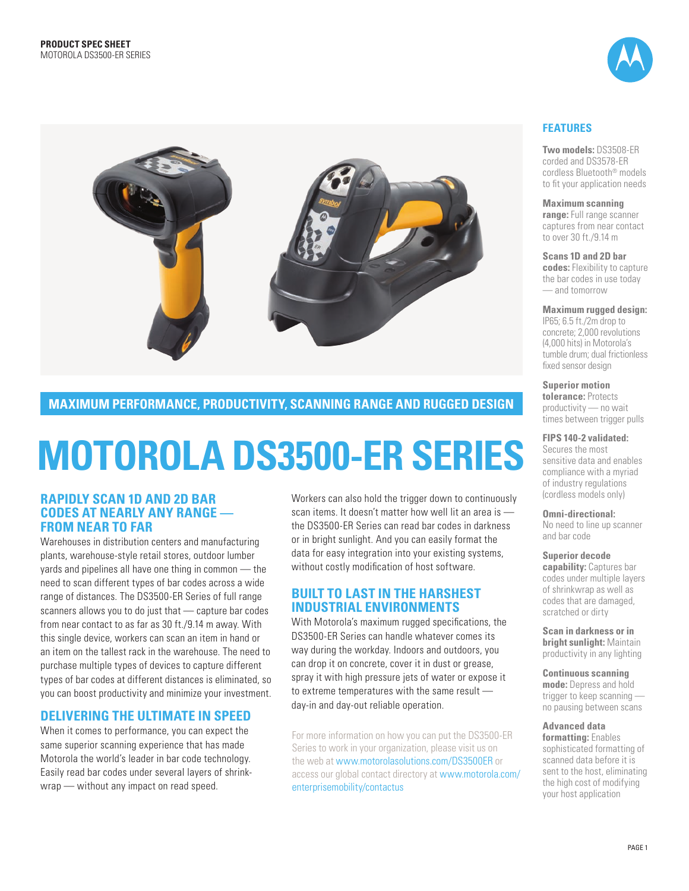**PRODUCT SPEC SHEET**
MOTOROLA DS3500-ER SERIES

## MAXIMUM PERFORMANCE, PRODUCTIVITY, SCANNING RANGE AND RUGGED DESIGN

# MOTOROLA DS3500-ER SERIES

## RAPIDLY SCAN 1D AND 2D BAR CODES AT NEARLY ANY RANGE — FROM NEAR TO FAR

Warehouses in distribution centers and manufacturing plants, warehouse-style retail stores, outdoor lumber yards and pipelines all have one thing in common — the need to scan different types of bar codes across a wide range of distances. The DS3500-ER Series of full range scanners allows you to do just that — capture bar codes from near contact to as far as 30 ft./9.14 m away. With this single device, workers can scan an item in hand or an item on the tallest rack in the warehouse. The need to purchase multiple types of devices to capture different types of bar codes at different distances is eliminated, so you can boost productivity and minimize your investment.

## DELIVERING THE ULTIMATE IN SPEED

When it comes to performance, you can expect the same superior scanning experience that has made Motorola the world's leader in bar code technology. Easily read bar codes under several layers of shrink-wrap — without any impact on read speed.

Workers can also hold the trigger down to continuously scan items. It doesn't matter how well lit an area is — the DS3500-ER Series can read bar codes in darkness or in bright sunlight. And you can easily format the data for easy integration into your existing systems, without costly modification of host software.

## BUILT TO LAST IN THE HARSHEST INDUSTRIAL ENVIRONMENTS

With Motorola's maximum rugged specifications, the DS3500-ER Series can handle whatever comes its way during the workday. Indoors and outdoors, you can drop it on concrete, cover it in dust or grease, spray it with high pressure jets of water or expose it to extreme temperatures with the same result — day-in and day-out reliable operation.

For more information on how you can put the DS3500-ER Series to work in your organization, please visit us on the web at www.motorolasolutions.com/DS3500ER or access our global contact directory at www.motorola.com/enterprisemobility/contactus

## FEATURES

**Two models:** DS3508-ER corded and DS3578-ER cordless Bluetooth® models to fit your application needs

**Maximum scanning range:** Full range scanner captures from near contact to over 30 ft./9.14 m

**Scans 1D and 2D bar codes:** Flexibility to capture the bar codes in use today — and tomorrow

**Maximum rugged design:** IP65; 6.5 ft./2m drop to concrete; 2,000 revolutions (4,000 hits) in Motorola's tumble drum; dual frictionless fixed sensor design

**Superior motion tolerance:** Protects productivity — no wait times between trigger pulls

**FIPS 140-2 validated:** Secures the most sensitive data and enables compliance with a myriad of industry regulations (cordless models only)

**Omni-directional:** No need to line up scanner and bar code

**Superior decode capability:** Captures bar codes under multiple layers of shrinkwrap as well as codes that are damaged, scratched or dirty

**Scan in darkness or in bright sunlight:** Maintain productivity in any lighting

**Continuous scanning mode:** Depress and hold trigger to keep scanning — no pausing between scans

**Advanced data formatting:** Enables sophisticated formatting of scanned data before it is sent to the host, eliminating the high cost of modifying your host application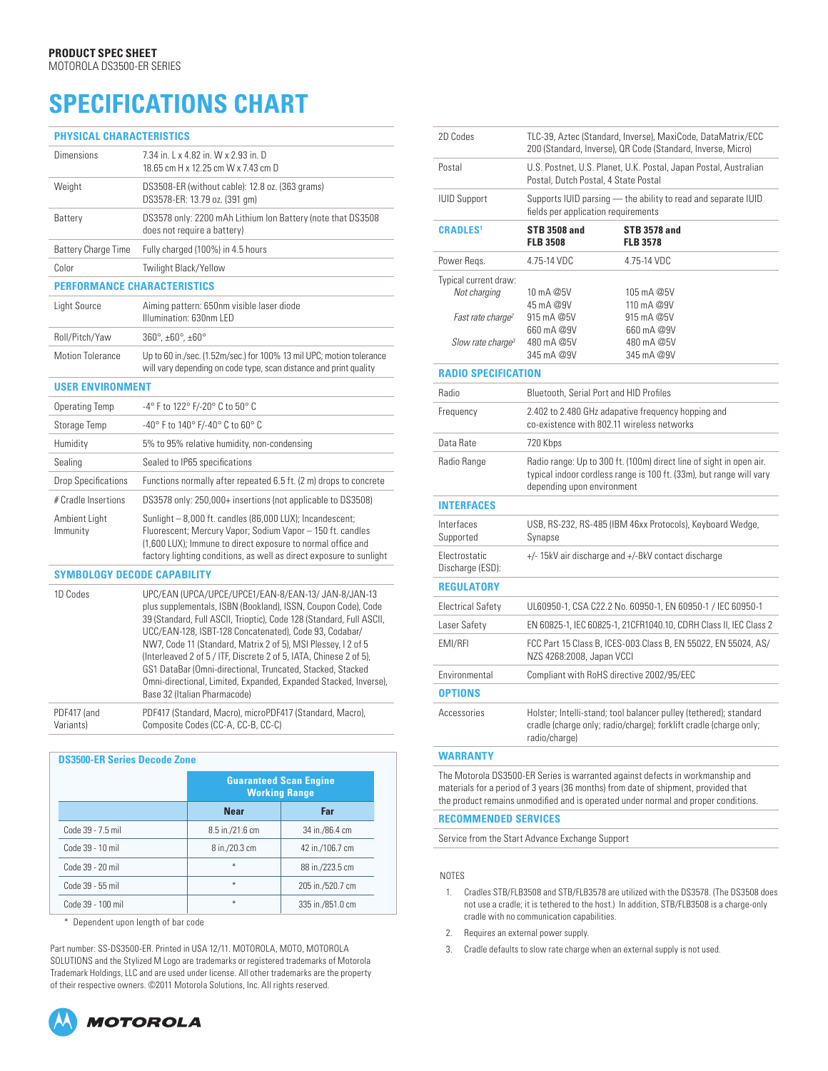**PRODUCT SPEC SHEET**
MOTOROLA DS3500-ER SERIES

# SPECIFICATIONS CHART

## PHYSICAL CHARACTERISTICS

| | |
|---|---|
| Dimensions | 7.34 in. L x 4.82 in. W x 2.93 in. D<br>18.65 cm H x 12.25 cm W x 7.43 cm D |
| Weight | DS3508-ER (without cable): 12.8 oz. (363 grams)<br>DS3578-ER: 13.79 oz. (391 gm) |
| Battery | DS3578 only: 2200 mAh Lithium Ion Battery (note that DS3508 does not require a battery) |
| Battery Charge Time | Fully charged (100%) in 4.5 hours |
| Color | Twilight Black/Yellow |

## PERFORMANCE CHARACTERISTICS

| | |
|---|---|
| Light Source | Aiming pattern: 650nm visible laser diode<br>Illumination: 630nm LED |
| Roll/Pitch/Yaw | 360°, ±60°, ±60° |
| Motion Tolerance | Up to 60 in./sec. (1.52m/sec.) for 100% 13 mil UPC; motion tolerance will vary depending on code type, scan distance and print quality |

## USER ENVIRONMENT

| | |
|---|---|
| Operating Temp | -4° F to 122° F/-20° C to 50° C |
| Storage Temp | -40° F to 140° F/-40° C to 60° C |
| Humidity | 5% to 95% relative humidity, non-condensing |
| Sealing | Sealed to IP65 specifications |
| Drop Specifications | Functions normally after repeated 6.5 ft. (2 m) drops to concrete |
| # Cradle Insertions | DS3578 only: 250,000+ insertions (not applicable to DS3508) |
| Ambient Light Immunity | Sunlight – 8,000 ft. candles (86,000 LUX); Incandescent; Fluorescent; Mercury Vapor; Sodium Vapor – 150 ft. candles (1,600 LUX); Immune to direct exposure to normal office and factory lighting conditions, as well as direct exposure to sunlight |

## SYMBOLOGY DECODE CAPABILITY

| | |
|---|---|
| 1D Codes | UPC/EAN (UPCA/UPCE/UPCE1/EAN-8/EAN-13/ JAN-8/JAN-13 plus supplementals, ISBN (Bookland), ISSN, Coupon Code), Code 39 (Standard, Full ASCII, Trioptic), Code 128 (Standard, Full ASCII, UCC/EAN-128, ISBT-128 Concatenated), Code 93, Codabar/NW7, Code 11 (Standard, Matrix 2 of 5), MSI Plessey, I 2 of 5 (Interleaved 2 of 5 / ITF, Discrete 2 of 5, IATA, Chinese 2 of 5), GS1 DataBar (Omni-directional, Truncated, Stacked, Stacked Omni-directional, Limited, Expanded, Expanded Stacked, Inverse), Base 32 (Italian Pharmacode) |
| PDF417 (and Variants) | PDF417 (Standard, Macro), microPDF417 (Standard, Macro), Composite Codes (CC-A, CC-B, CC-C) |
| 2D Codes | TLC-39, Aztec (Standard, Inverse), MaxiCode, DataMatrix/ECC 200 (Standard, Inverse), QR Code (Standard, Inverse, Micro) |
| Postal | U.S. Postnet, U.S. Planet, U.K. Postal, Japan Postal, Australian Postal, Dutch Postal, 4 State Postal |
| IUID Support | Supports IUID parsing — the ability to read and separate IUID fields per application requirements |

### DS3500-ER Series Decode Zone

| | Guaranteed Scan Engine Working Range | |
|---|---|---|
| | **Near** | **Far** |
| Code 39 - 7.5 mil | 8.5 in./21.6 cm | 34 in./86.4 cm |
| Code 39 - 10 mil | 8 in./20.3 cm | 42 in./106.7 cm |
| Code 39 - 20 mil | * | 88 in./223.5 cm |
| Code 39 - 55 mil | * | 205 in./520.7 cm |
| Code 39 - 100 mil | * | 335 in./851.0 cm |

\* Dependent upon length of bar code

## CRADLES[1]

| | STB 3508 and FLB 3508 | STB 3578 and FLB 3578 |
|---|---|---|
| Power Reqs. | 4.75-14 VDC | 4.75-14 VDC |
| Typical current draw: *Not charging* | 10 mA @5V<br>45 mA @9V | 105 mA @5V<br>110 mA @9V |
| *Fast rate charge*[2] | 915 mA @5V<br>660 mA @9V | 915 mA @5V<br>660 mA @9V |
| *Slow rate charge*[3] | 480 mA @5V<br>345 mA @9V | 480 mA @5V<br>345 mA @9V |

## RADIO SPECIFICATION

| | |
|---|---|
| Radio | Bluetooth, Serial Port and HID Profiles |
| Frequency | 2.402 to 2.480 GHz adapative frequency hopping and co-existence with 802.11 wireless networks |
| Data Rate | 720 Kbps |
| Radio Range | Radio range: Up to 300 ft. (100m) direct line of sight in open air. typical indoor cordless range is 100 ft. (33m), but range will vary depending upon environment |

## INTERFACES

| | |
|---|---|
| Interfaces Supported | USB, RS-232, RS-485 (IBM 46xx Protocols), Keyboard Wedge, Synapse |
| Electrostatic Discharge (ESD): | +/- 15kV air discharge and +/-8kV contact discharge |

## REGULATORY

| | |
|---|---|
| Electrical Safety | UL60950-1, CSA C22.2 No. 60950-1, EN 60950-1 / IEC 60950-1 |
| Laser Safety | EN 60825-1, IEC 60825-1, 21CFR1040.10, CDRH Class II, IEC Class 2 |
| EMI/RFI | FCC Part 15 Class B, ICES-003 Class B, EN 55022, EN 55024, AS/NZS 4268:2008, Japan VCCI |
| Environmental | Compliant with RoHS directive 2002/95/EEC |

## OPTIONS

| | |
|---|---|
| Accessories | Holster; Intelli-stand; tool balancer pulley (tethered); standard cradle (charge only; radio/charge); forklift cradle (charge only; radio/charge) |

## WARRANTY

The Motorola DS3500-ER Series is warranted against defects in workmanship and materials for a period of 3 years (36 months) from date of shipment, provided that the product remains unmodified and is operated under normal and proper conditions.

## RECOMMENDED SERVICES

Service from the Start Advance Exchange Support

NOTES

1. Cradles STB/FLB3508 and STB/FLB3578 are utilized with the DS3578. (The DS3508 does not use a cradle; it is tethered to the host.) In addition, STB/FLB3508 is a charge-only cradle with no communication capabilities.
2. Requires an external power supply.
3. Cradle defaults to slow rate charge when an external supply is not used.

Part number: SS-DS3500-ER. Printed in USA 12/11. MOTOROLA, MOTO, MOTOROLA SOLUTIONS and the Stylized M Logo are trademarks or registered trademarks of Motorola Trademark Holdings, LLC and are used under license. All other trademarks are the property of their respective owners. ©2011 Motorola Solutions, Inc. All rights reserved.

MOTOROLA